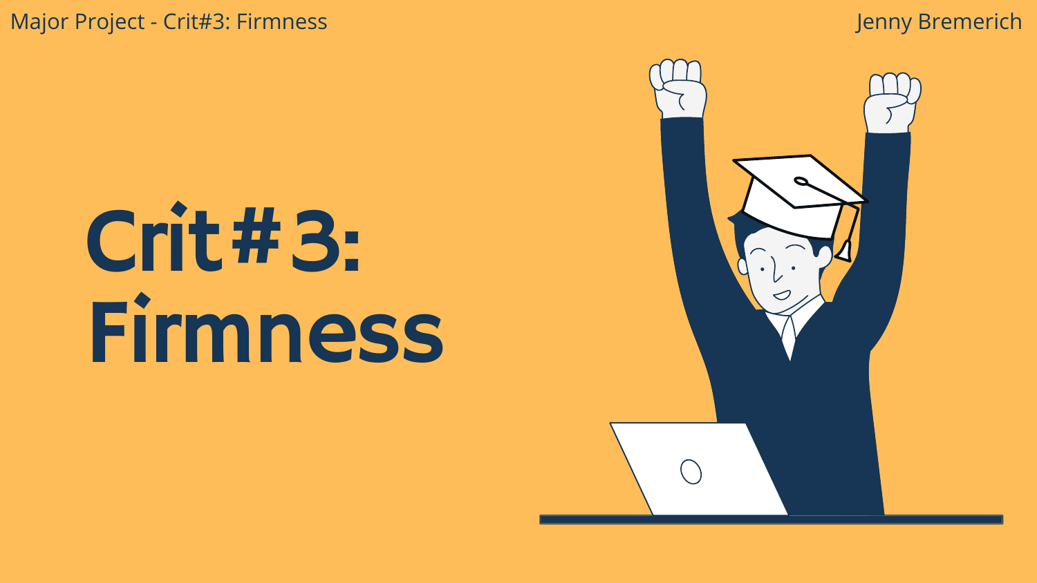# Crit#3: Firmness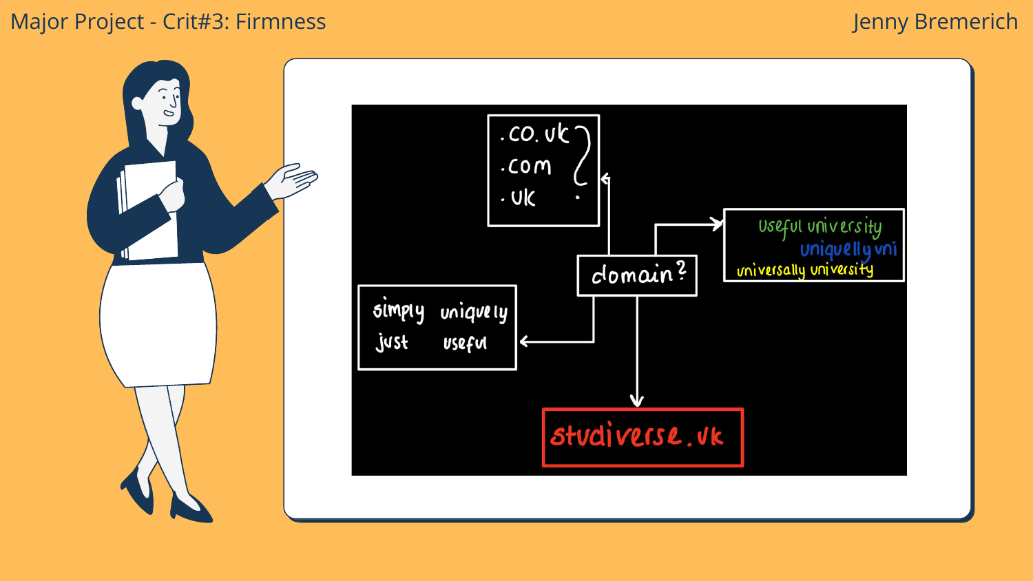# Major Project - Crit#3: Firmness

Jenny Bremerich

- .co.uk
- .com
- .uk

?

domain?

- useful university
- uniquelly uni
- universally university

- simply
- uniquely
- just
- useful

**studiverse.uk**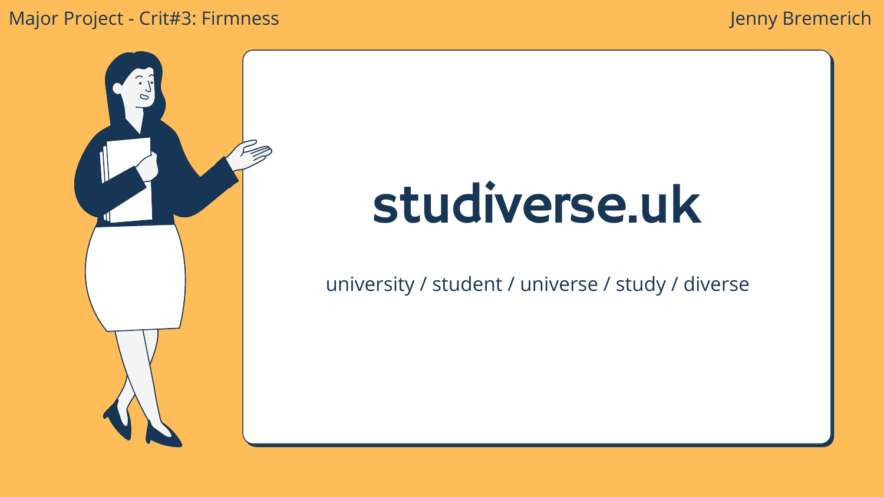# studiverse.uk

university / student / universe / study / diverse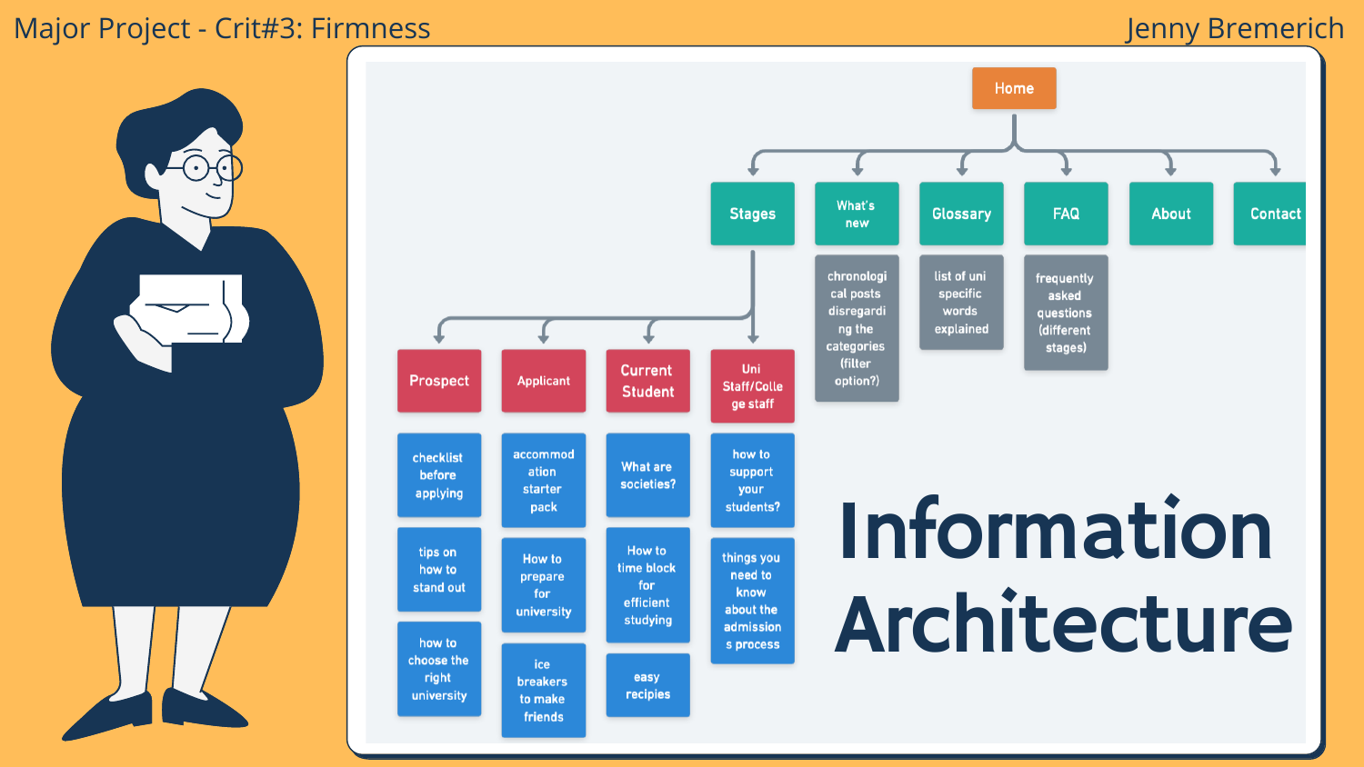# Major Project - Crit#3: Firmness

Jenny Bremerich

## Information Architecture

- **Home**
  - **Stages**
    - **Prospect**
      - checklist before applying
      - tips on how to stand out
      - how to choose the right university
    - **Applicant**
      - accommodation starter pack
      - How to prepare for university
      - ice breakers to make friends
    - **Current Student**
      - What are societies?
      - How to time block for efficient studying
      - easy recipies
    - **Uni Staff/College staff**
      - how to support your students?
      - things you need to know about the admissions process
  - **What's new**
    - chronological posts disregarding the categories (filter option?)
  - **Glossary**
    - list of uni specific words explained
  - **FAQ**
    - frequently asked questions (different stages)
  - **About**
  - **Contact**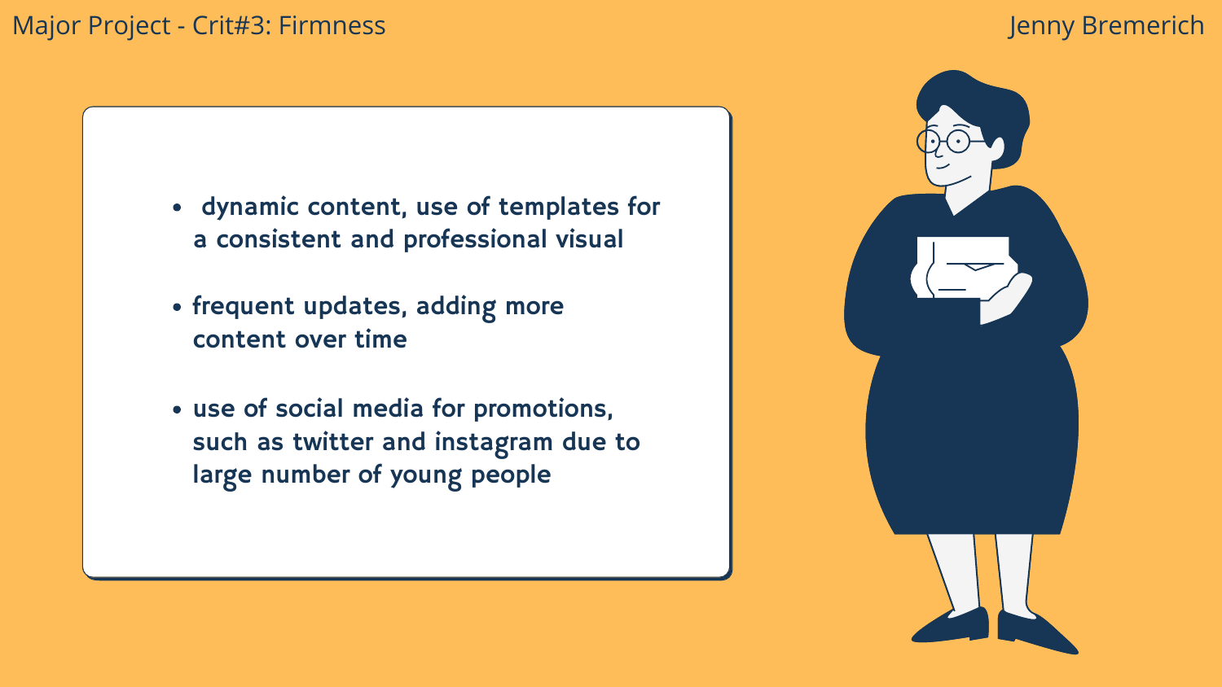# Major Project - Crit#3: Firmness

Jenny Bremerich

- dynamic content, use of templates for a consistent and professional visual
- frequent updates, adding more content over time
- use of social media for promotions, such as twitter and instagram due to large number of young people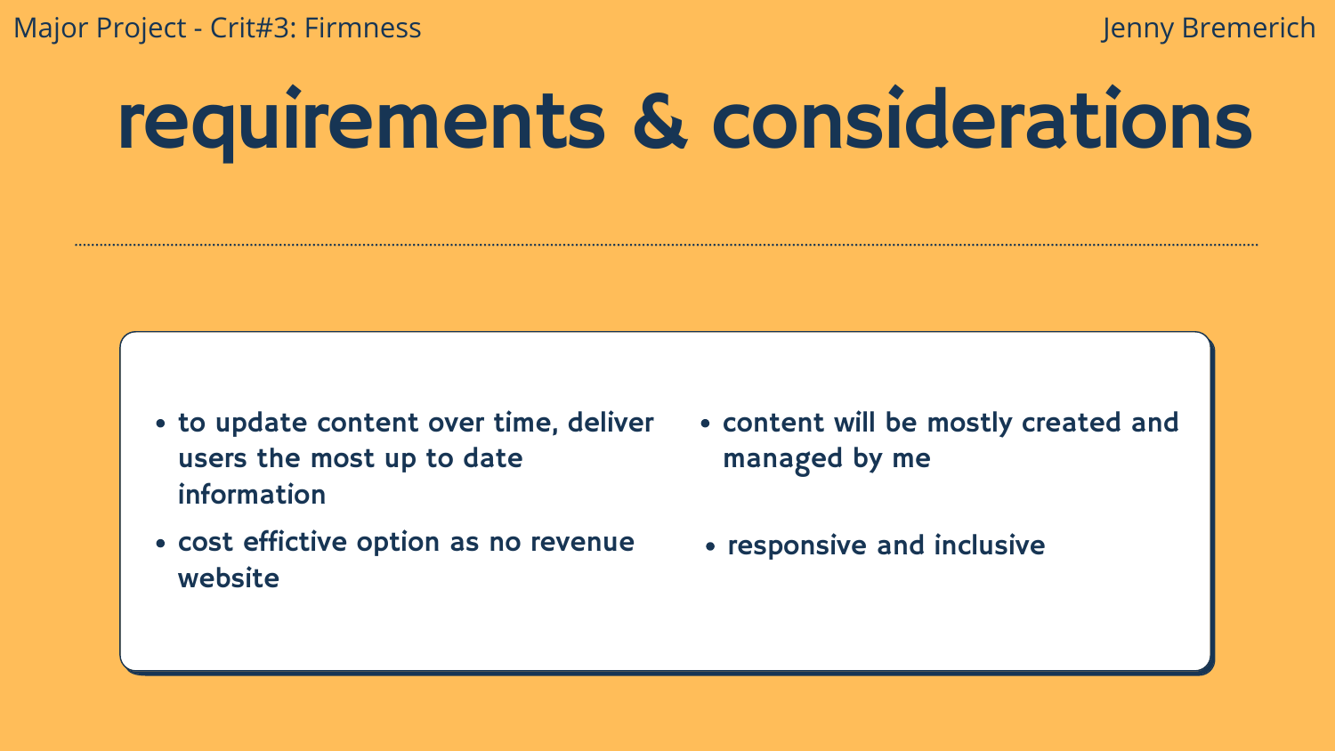# requirements & considerations

- to update content over time, deliver users the most up to date information
- cost effictive option as no revenue website
- content will be mostly created and managed by me
- responsive and inclusive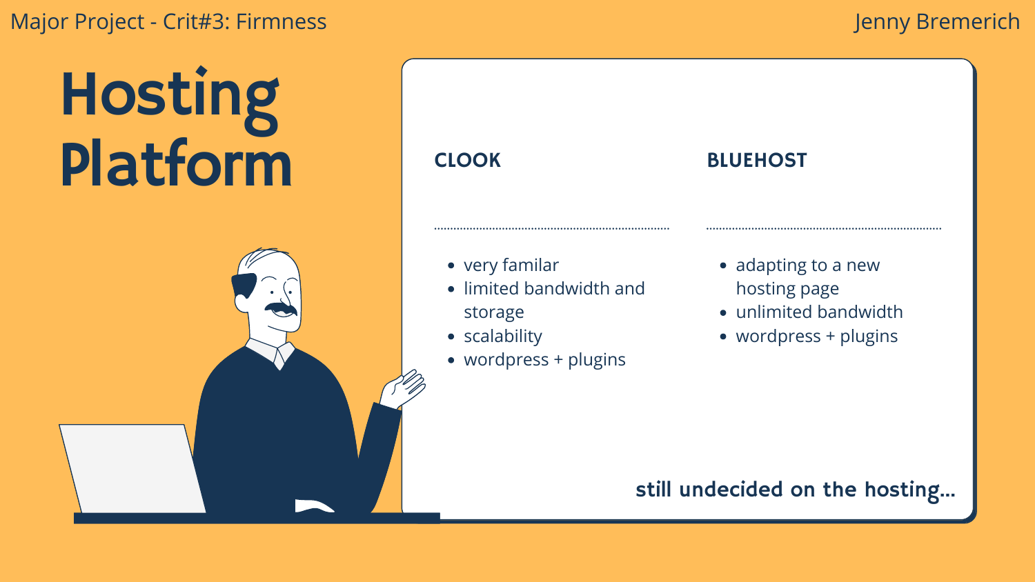# Hosting Platform

## CLOOK

- very familar
- limited bandwidth and storage
- scalability
- wordpress + plugins

## BLUEHOST

- adapting to a new hosting page
- unlimited bandwidth
- wordpress + plugins

**still undecided on the hosting...**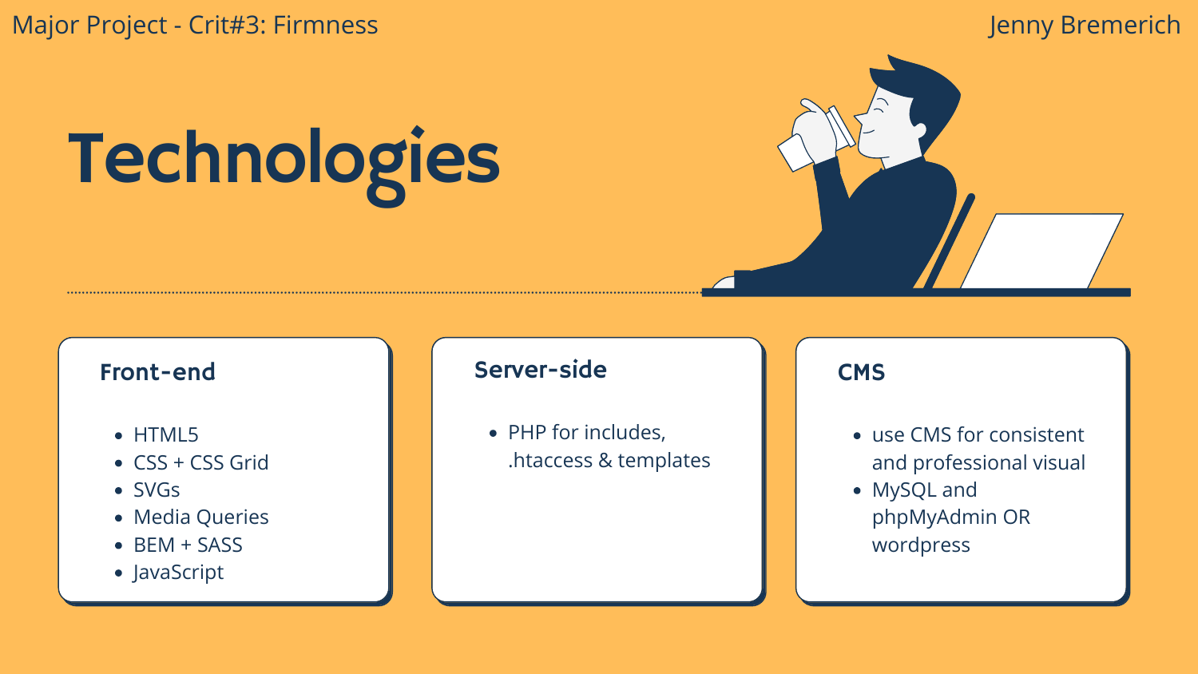# Technologies

### Front-end

- HTML5
- CSS + CSS Grid
- SVGs
- Media Queries
- BEM + SASS
- JavaScript

### Server-side

- PHP for includes, .htaccess & templates

### CMS

- use CMS for consistent and professional visual
- MySQL and phpMyAdmin OR wordpress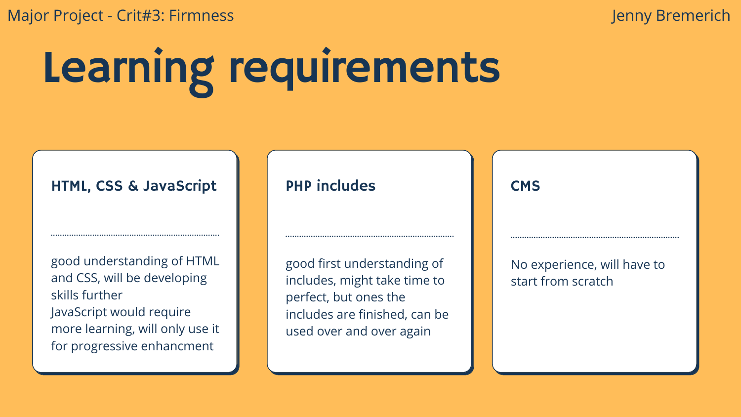# Learning requirements

### HTML, CSS & JavaScript

good understanding of HTML and CSS, will be developing skills further
JavaScript would require more learning, will only use it for progressive enhancment

### PHP includes

good first understanding of includes, might take time to perfect, but ones the includes are finished, can be used over and over again

### CMS

No experience, will have to start from scratch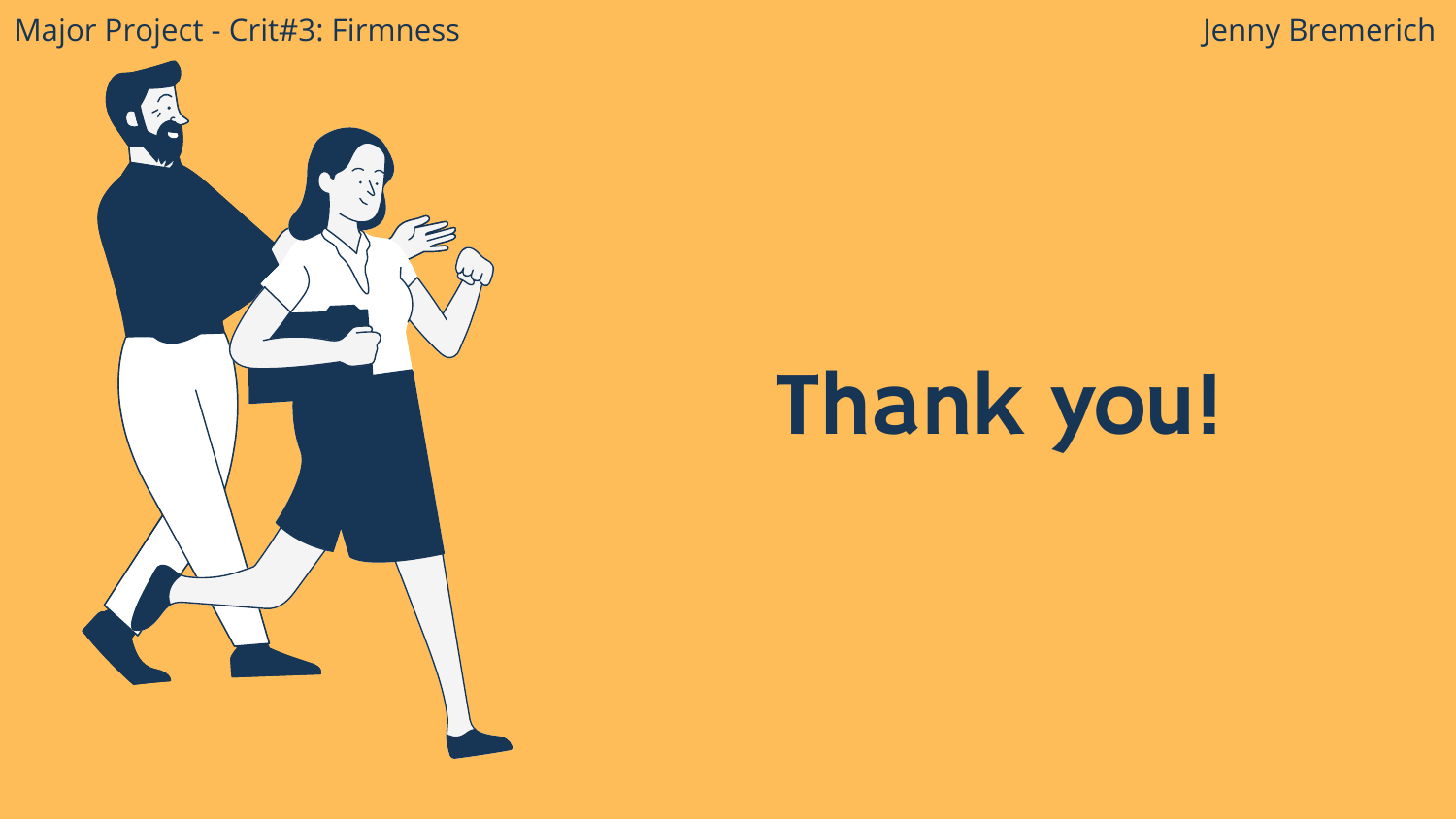# Thank you!